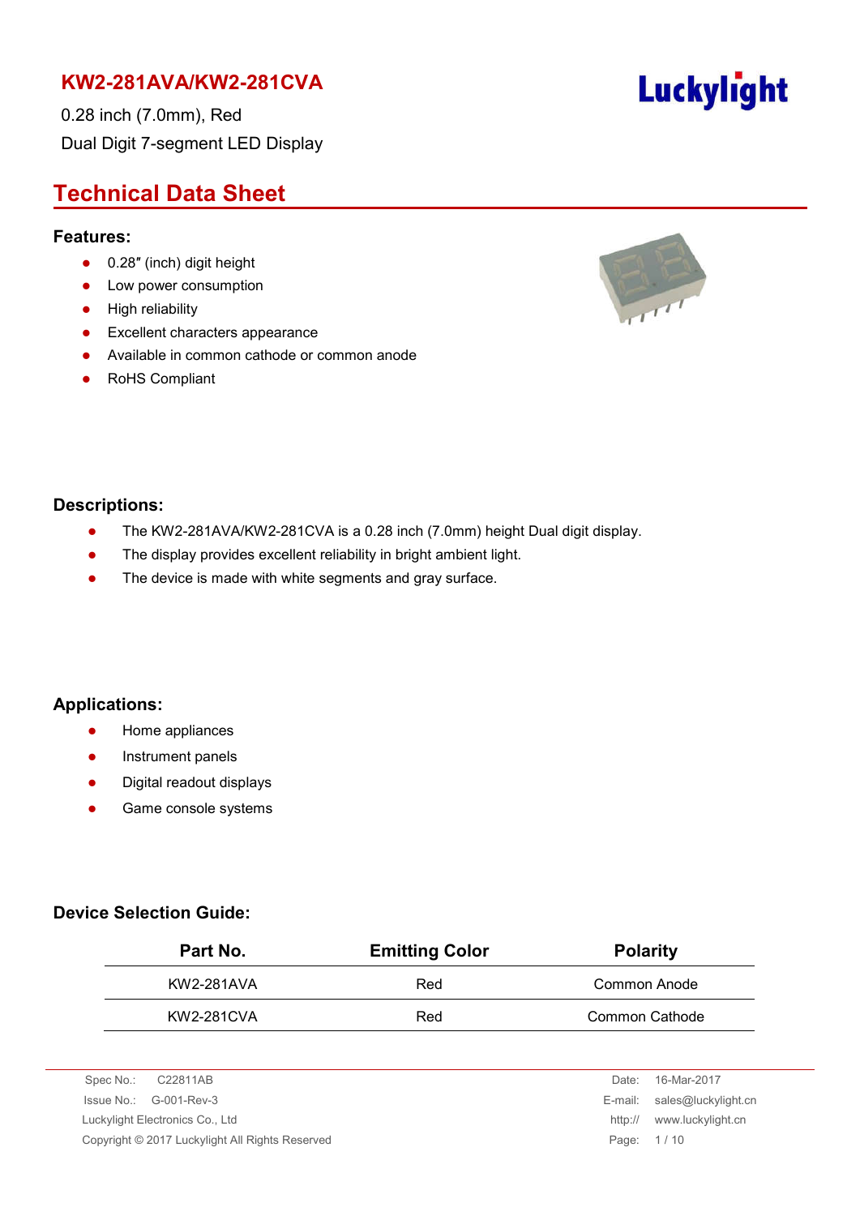# KW2-281AVA/KW2-281CVA

0.28 inch (7.0mm), Red

Dual Digit 7-segment LED Display

Luckylight

## Technical Data Sheet

### Features:

- 0.28″ (inch) digit height
- Low power consumption
- High reliability
- Excellent characters appearance
- Available in common cathode or common anode
- RoHS Compliant

### Descriptions:

- The KW2-281AVA/KW2-281CVA is a 0.28 inch (7.0mm) height Dual digit display.
- The display provides excellent reliability in bright ambient light.
- The device is made with white segments and gray surface.

### Applications:

- Home appliances
- Instrument panels
- Digital readout displays
- Game console systems

### Device Selection Guide:

| Part No. | Emitting Color | Polarity |
|---|---|---|
| KW2-281AVA | Red | Common Anode |
| KW2-281CVA | Red | Common Cathode |

Spec No.: C22811AB
Issue No.: G-001-Rev-3
Luckylight Electronics Co., Ltd
Copyright © 2017 Luckylight All Rights Reserved

Date: 16-Mar-2017
E-mail: sales@luckylight.cn
http:// www.luckylight.cn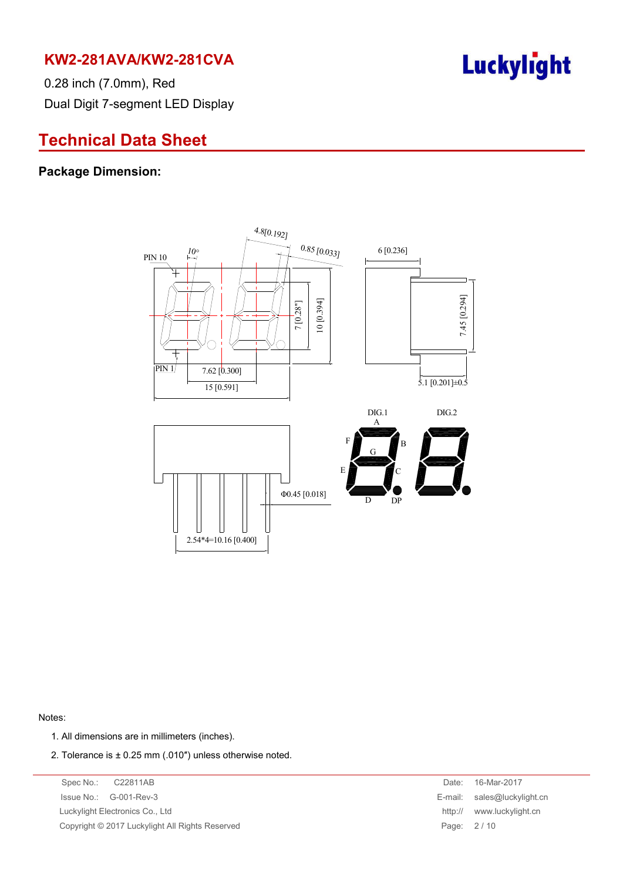# KW2-281AVA/KW2-281CVA

0.28 inch (7.0mm), Red

Dual Digit 7-segment LED Display

## Technical Data Sheet

### Package Dimension:

PIN 10

10°

4.8[0.192]

0.85 [0.033]

6 [0.236]

7 [0.28"]

10 [0.394]

7.45 [0.294]

PIN 1

7.62 [0.300]

15 [0.591]

5.1 [0.201]±0.5

DIG.1

DIG.2

A

F

B

G

E

C

D

DP

Φ0.45 [0.018]

2.54*4=10.16 [0.400]

Notes:

1. All dimensions are in millimeters (inches).
2. Tolerance is ± 0.25 mm (.010″) unless otherwise noted.

Spec No.: C22811AB

Issue No.: G-001-Rev-3

Luckylight Electronics Co., Ltd

Copyright © 2017 Luckylight All Rights Reserved

Date: 16-Mar-2017

E-mail: sales@luckylight.cn

http:// www.luckylight.cn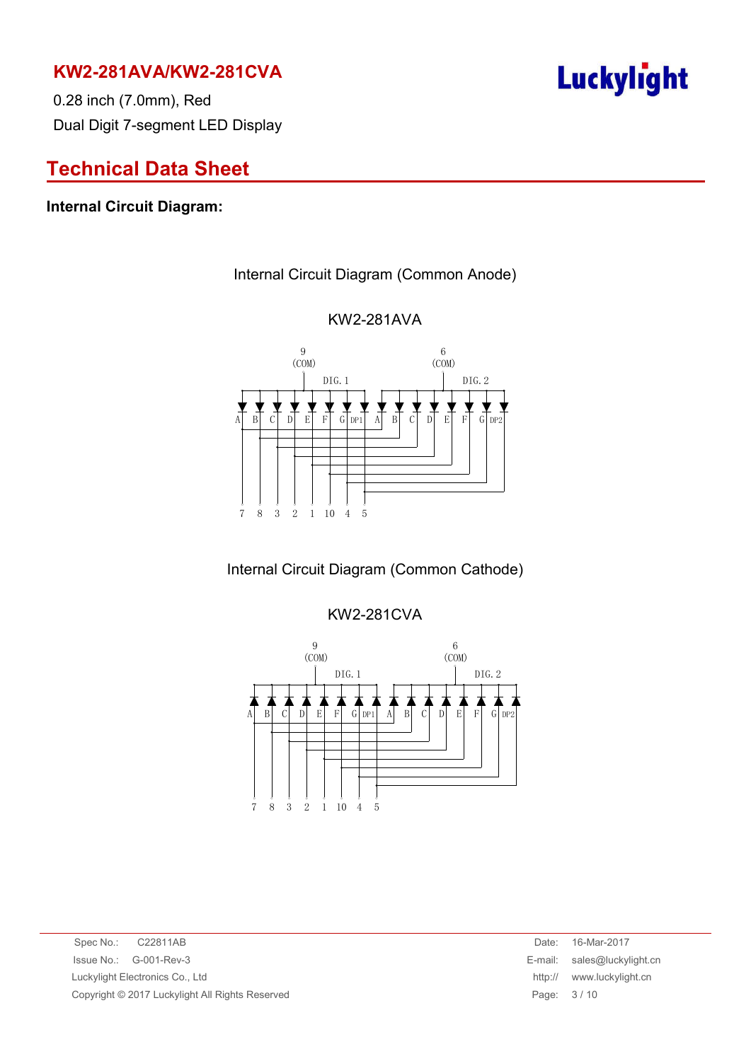# KW2-281AVA/KW2-281CVA

0.28 inch (7.0mm), Red

Dual Digit 7-segment LED Display

## Technical Data Sheet

### Internal Circuit Diagram:

Internal Circuit Diagram (Common Anode)

KW2-281AVA

9 (COM) DIG. 1 — 6 (COM) DIG. 2

A B C D E F G DP1 A B C D E F G DP2

7 8 3 2 1 10 4 5

Internal Circuit Diagram (Common Cathode)

KW2-281CVA

9 (COM) DIG. 1 — 6 (COM) DIG. 2

A B C D E F G DP1 A B C D E F G DP2

7 8 3 2 1 10 4 5

Spec No.: C22811AB
Issue No.: G-001-Rev-3
Luckylight Electronics Co., Ltd
Copyright © 2017 Luckylight All Rights Reserved

Date: 16-Mar-2017
E-mail: sales@luckylight.cn
http:// www.luckylight.cn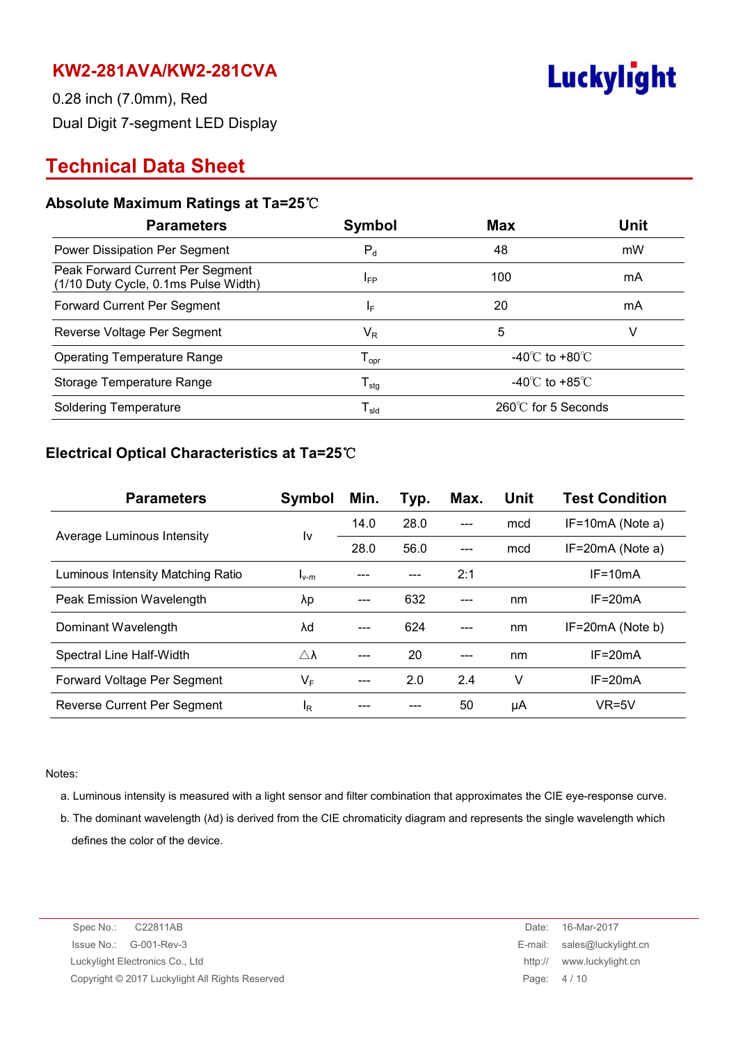# KW2-281AVA/KW2-281CVA

0.28 inch (7.0mm), Red

Dual Digit 7-segment LED Display

Luckylight

## Technical Data Sheet

### Absolute Maximum Ratings at Ta=25℃

| Parameters | Symbol | Max | Unit |
|---|---|---|---|
| Power Dissipation Per Segment | $P_d$ | 48 | mW |
| Peak Forward Current Per Segment (1/10 Duty Cycle, 0.1ms Pulse Width) | $I_{FP}$ | 100 | mA |
| Forward Current Per Segment | $I_F$ | 20 | mA |
| Reverse Voltage Per Segment | $V_R$ | 5 | V |
| Operating Temperature Range | $T_{opr}$ | -40℃ to +80℃ | |
| Storage Temperature Range | $T_{stg}$ | -40℃ to +85℃ | |
| Soldering Temperature | $T_{sld}$ | 260℃ for 5 Seconds | |

### Electrical Optical Characteristics at Ta=25℃

| Parameters | Symbol | Min. | Typ. | Max. | Unit | Test Condition |
|---|---|---|---|---|---|---|
| Average Luminous Intensity | Iv | 14.0 | 28.0 | --- | mcd | IF=10mA (Note a) |
| | | 28.0 | 56.0 | --- | mcd | IF=20mA (Note a) |
| Luminous Intensity Matching Ratio | $I_{v\text{-}m}$ | --- | --- | 2:1 | | IF=10mA |
| Peak Emission Wavelength | λp | --- | 632 | --- | nm | IF=20mA |
| Dominant Wavelength | λd | --- | 624 | --- | nm | IF=20mA (Note b) |
| Spectral Line Half-Width | △λ | --- | 20 | --- | nm | IF=20mA |
| Forward Voltage Per Segment | $V_F$ | --- | 2.0 | 2.4 | V | IF=20mA |
| Reverse Current Per Segment | $I_R$ | --- | --- | 50 | μA | VR=5V |

Notes:

a. Luminous intensity is measured with a light sensor and filter combination that approximates the CIE eye-response curve.

b. The dominant wavelength (λd) is derived from the CIE chromaticity diagram and represents the single wavelength which defines the color of the device.

Spec No.: C22811AB
Issue No.: G-001-Rev-3
Luckylight Electronics Co., Ltd
Copyright © 2017 Luckylight All Rights Reserved

Date: 16-Mar-2017
E-mail: sales@luckylight.cn
http:// www.luckylight.cn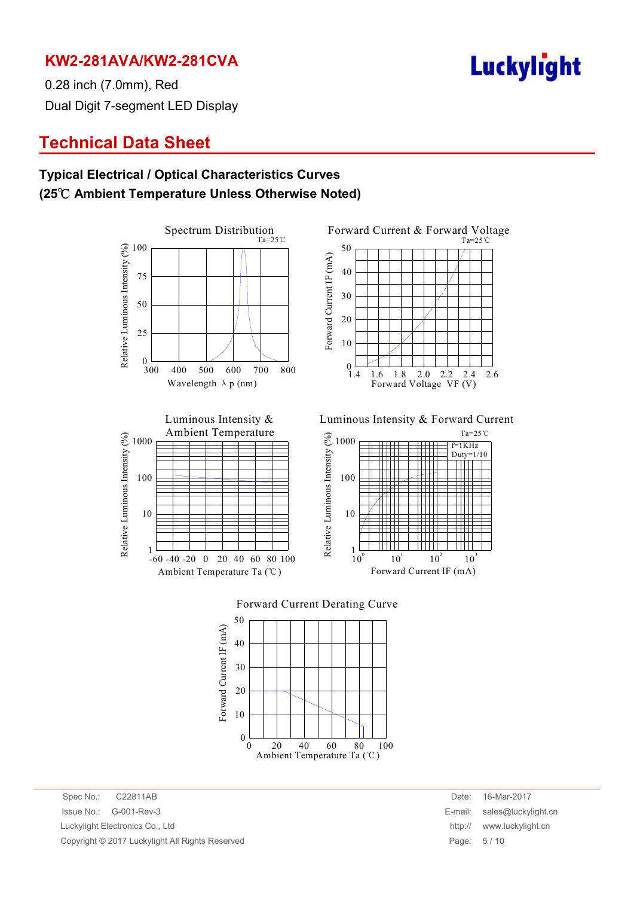# KW2-281AVA/KW2-281CVA

0.28 inch (7.0mm), Red

Dual Digit 7-segment LED Display

## Technical Data Sheet

### Typical Electrical / Optical Characteristics Curves
### (25℃ Ambient Temperature Unless Otherwise Noted)

Spectrum Distribution (Ta=25℃) — Relative Luminous Intensity (%) vs. Wavelength λ p (nm)

Forward Current & Forward Voltage (Ta=25℃) — Forward Current IF (mA) vs. Forward Voltage VF (V)

Luminous Intensity & Ambient Temperature — Relative Luminous Intensity (%) vs. Ambient Temperature Ta (℃)

Luminous Intensity & Forward Current (Ta=25℃, f=1KHz, Duty=1/10) — Relative Luminous Intensity (%) vs. Forward Current IF (mA)

Forward Current Derating Curve — Forward Current IF (mA) vs. Ambient Temperature Ta (℃)

Spec No.: C22811AB
Issue No.: G-001-Rev-3
Luckylight Electronics Co., Ltd
Copyright © 2017 Luckylight All Rights Reserved

Date: 16-Mar-2017
E-mail: sales@luckylight.cn
http:// www.luckylight.cn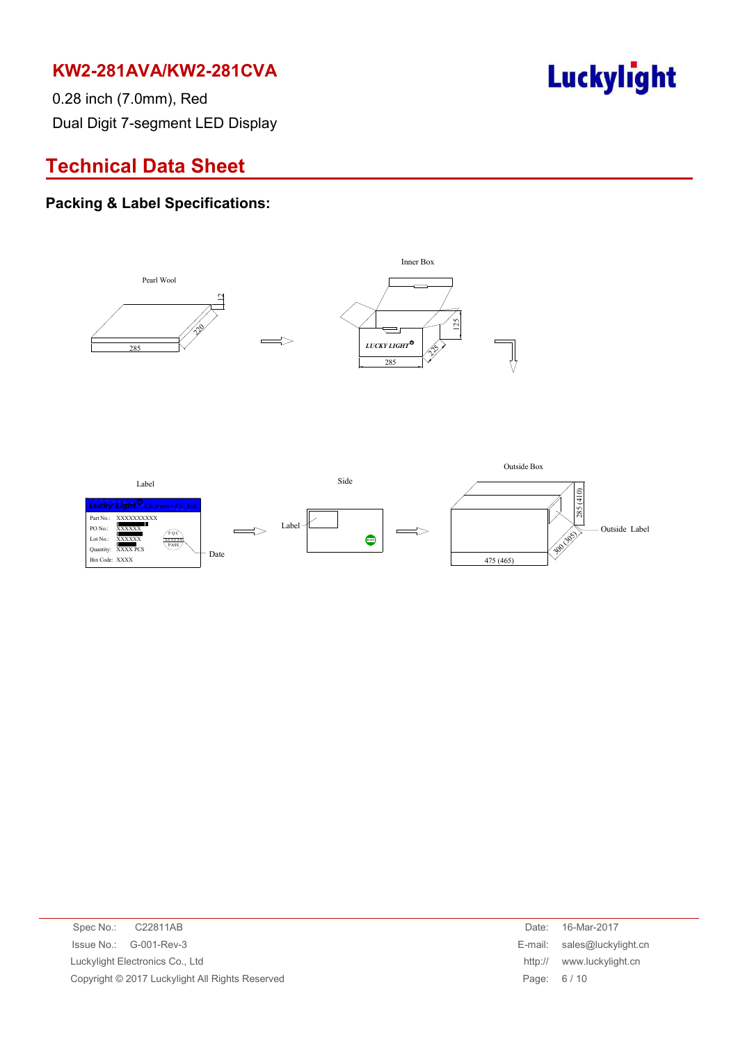## KW2-281AVA/KW2-281CVA

0.28 inch (7.0mm), Red

Dual Digit 7-segment LED Display

# Technical Data Sheet

### Packing & Label Specifications:

Pearl Wool

12

220

285

Inner Box

125

225

285

LUCKY LIGHT

Label

Side

Outside Box

Part No.: XXXXXXXXXX

PO No.: XXXXXX

Lot No.: XXXXXX

Quantity: XXXX PCS

Bin Code: XXXX

Date

Label

285 (410)

300 (305)

475 (465)

Outside Label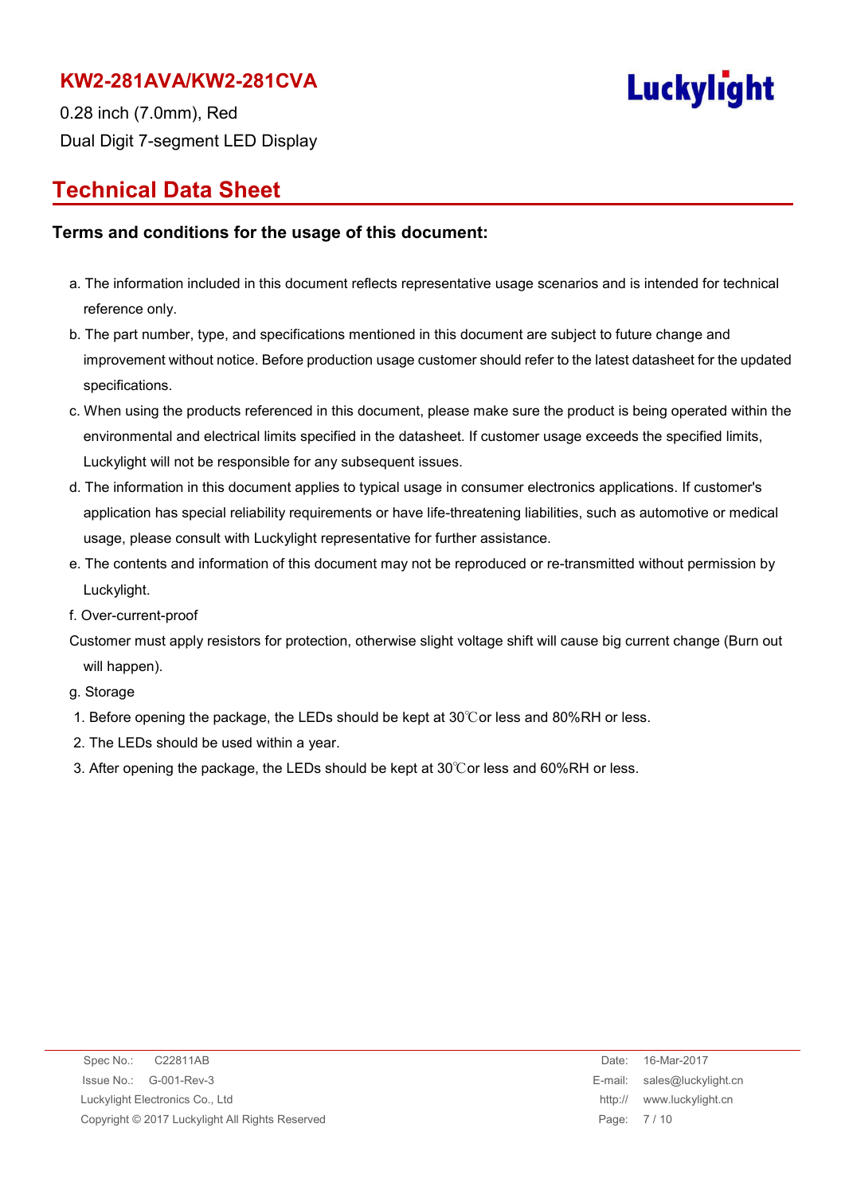# KW2-281AVA/KW2-281CVA

0.28 inch (7.0mm), Red

Dual Digit 7-segment LED Display

## Technical Data Sheet

### Terms and conditions for the usage of this document:

a. The information included in this document reflects representative usage scenarios and is intended for technical reference only.

b. The part number, type, and specifications mentioned in this document are subject to future change and improvement without notice. Before production usage customer should refer to the latest datasheet for the updated specifications.

c. When using the products referenced in this document, please make sure the product is being operated within the environmental and electrical limits specified in the datasheet. If customer usage exceeds the specified limits, Luckylight will not be responsible for any subsequent issues.

d. The information in this document applies to typical usage in consumer electronics applications. If customer's application has special reliability requirements or have life-threatening liabilities, such as automotive or medical usage, please consult with Luckylight representative for further assistance.

e. The contents and information of this document may not be reproduced or re-transmitted without permission by Luckylight.

f. Over-current-proof

Customer must apply resistors for protection, otherwise slight voltage shift will cause big current change (Burn out will happen).

g. Storage

1. Before opening the package, the LEDs should be kept at 30℃or less and 80%RH or less.
2. The LEDs should be used within a year.
3. After opening the package, the LEDs should be kept at 30℃or less and 60%RH or less.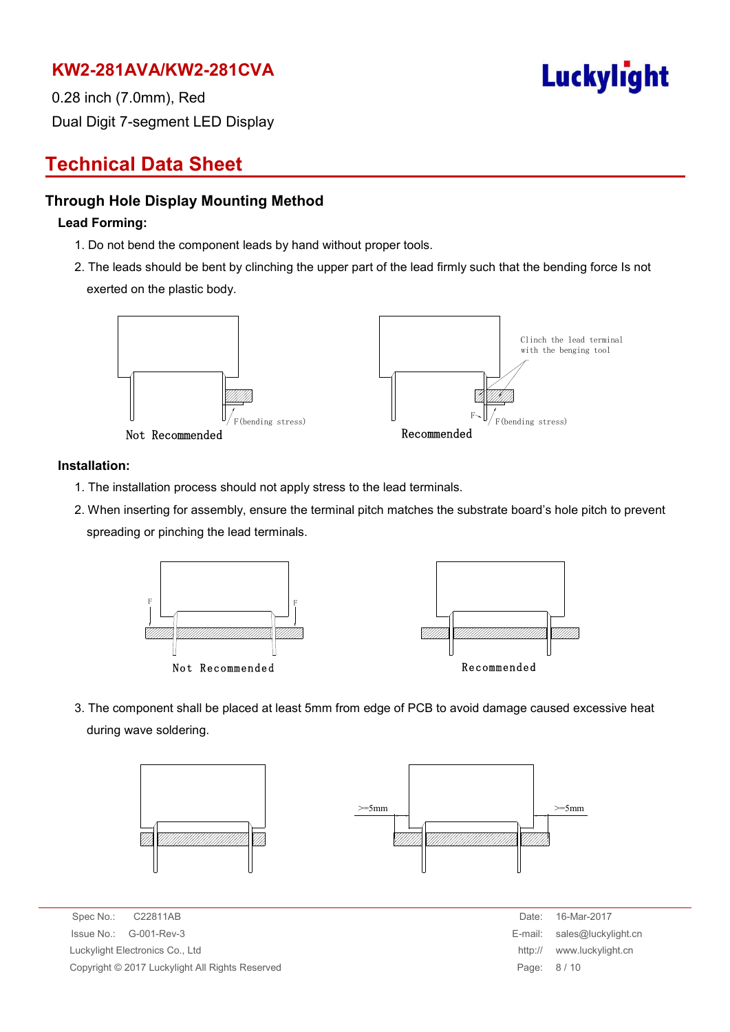# KW2-281AVA/KW2-281CVA

0.28 inch (7.0mm), Red

Dual Digit 7-segment LED Display

## Technical Data Sheet

### Through Hole Display Mounting Method

**Lead Forming:**

1. Do not bend the component leads by hand without proper tools.
2. The leads should be bent by clinching the upper part of the lead firmly such that the bending force Is not exerted on the plastic body.

F (bending stress)

Not Recommended

Clinch the lead terminal with the benging tool

F

F (bending stress)

Recommended

**Installation:**

1. The installation process should not apply stress to the lead terminals.
2. When inserting for assembly, ensure the terminal pitch matches the substrate board's hole pitch to prevent spreading or pinching the lead terminals.

F F

Not Recommended

Recommended

3. The component shall be placed at least 5mm from edge of PCB to avoid damage caused excessive heat during wave soldering.

>=5mm >=5mm

Spec No.: C22811AB

Issue No.: G-001-Rev-3

Luckylight Electronics Co., Ltd

Copyright © 2017 Luckylight All Rights Reserved

Date: 16-Mar-2017

E-mail: sales@luckylight.cn

http:// www.luckylight.cn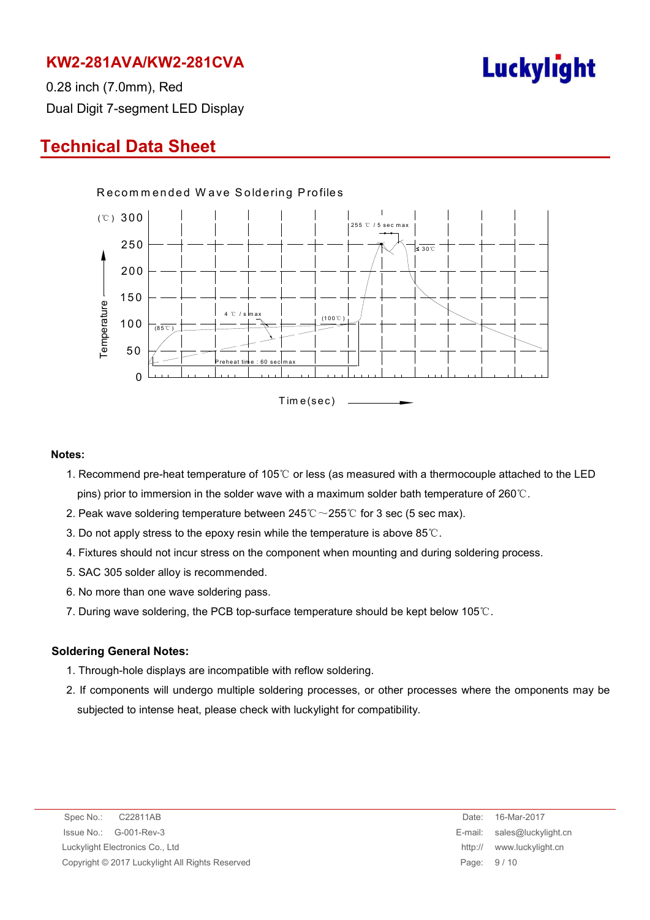# KW2-281AVA/KW2-281CVA

0.28 inch (7.0mm), Red

Dual Digit 7-segment LED Display

## Technical Data Sheet

Recommended Wave Soldering Profiles

**Notes:**

1. Recommend pre-heat temperature of 105℃ or less (as measured with a thermocouple attached to the LED pins) prior to immersion in the solder wave with a maximum solder bath temperature of 260℃.
2. Peak wave soldering temperature between 245℃～255℃ for 3 sec (5 sec max).
3. Do not apply stress to the epoxy resin while the temperature is above 85℃.
4. Fixtures should not incur stress on the component when mounting and during soldering process.
5. SAC 305 solder alloy is recommended.
6. No more than one wave soldering pass.
7. During wave soldering, the PCB top-surface temperature should be kept below 105℃.

**Soldering General Notes:**

1. Through-hole displays are incompatible with reflow soldering.
2. If components will undergo multiple soldering processes, or other processes where the omponents may be subjected to intense heat, please check with luckylight for compatibility.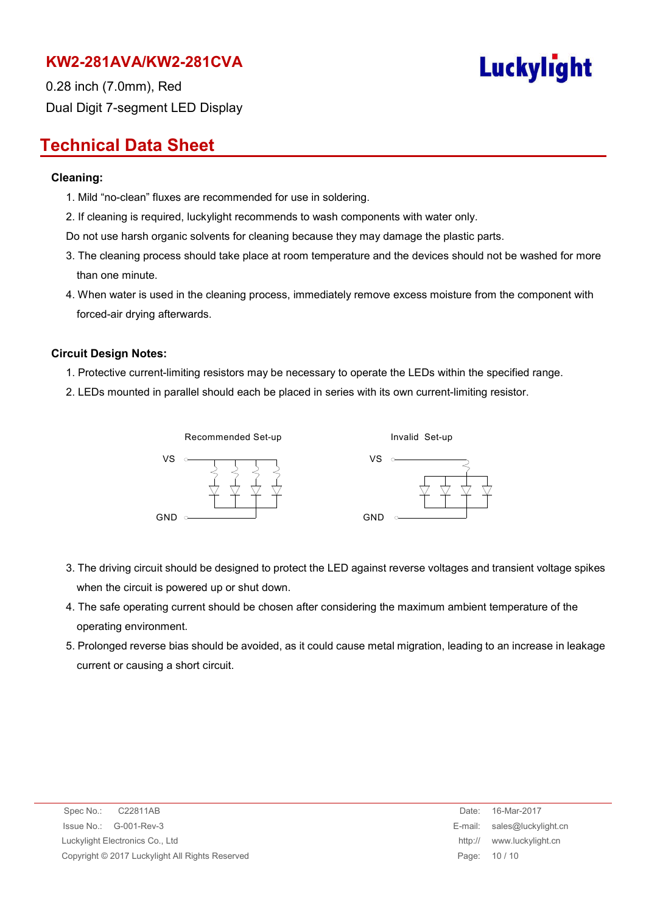## KW2-281AVA/KW2-281CVA

0.28 inch (7.0mm), Red

Dual Digit 7-segment LED Display

# Technical Data Sheet

**Cleaning:**

1. Mild "no-clean" fluxes are recommended for use in soldering.
2. If cleaning is required, luckylight recommends to wash components with water only.
   Do not use harsh organic solvents for cleaning because they may damage the plastic parts.
3. The cleaning process should take place at room temperature and the devices should not be washed for more than one minute.
4. When water is used in the cleaning process, immediately remove excess moisture from the component with forced-air drying afterwards.

**Circuit Design Notes:**

1. Protective current-limiting resistors may be necessary to operate the LEDs within the specified range.
2. LEDs mounted in parallel should each be placed in series with its own current-limiting resistor.

Recommended Set-up

VS

GND

Invalid Set-up

VS

GND

3. The driving circuit should be designed to protect the LED against reverse voltages and transient voltage spikes when the circuit is powered up or shut down.
4. The safe operating current should be chosen after considering the maximum ambient temperature of the operating environment.
5. Prolonged reverse bias should be avoided, as it could cause metal migration, leading to an increase in leakage current or causing a short circuit.